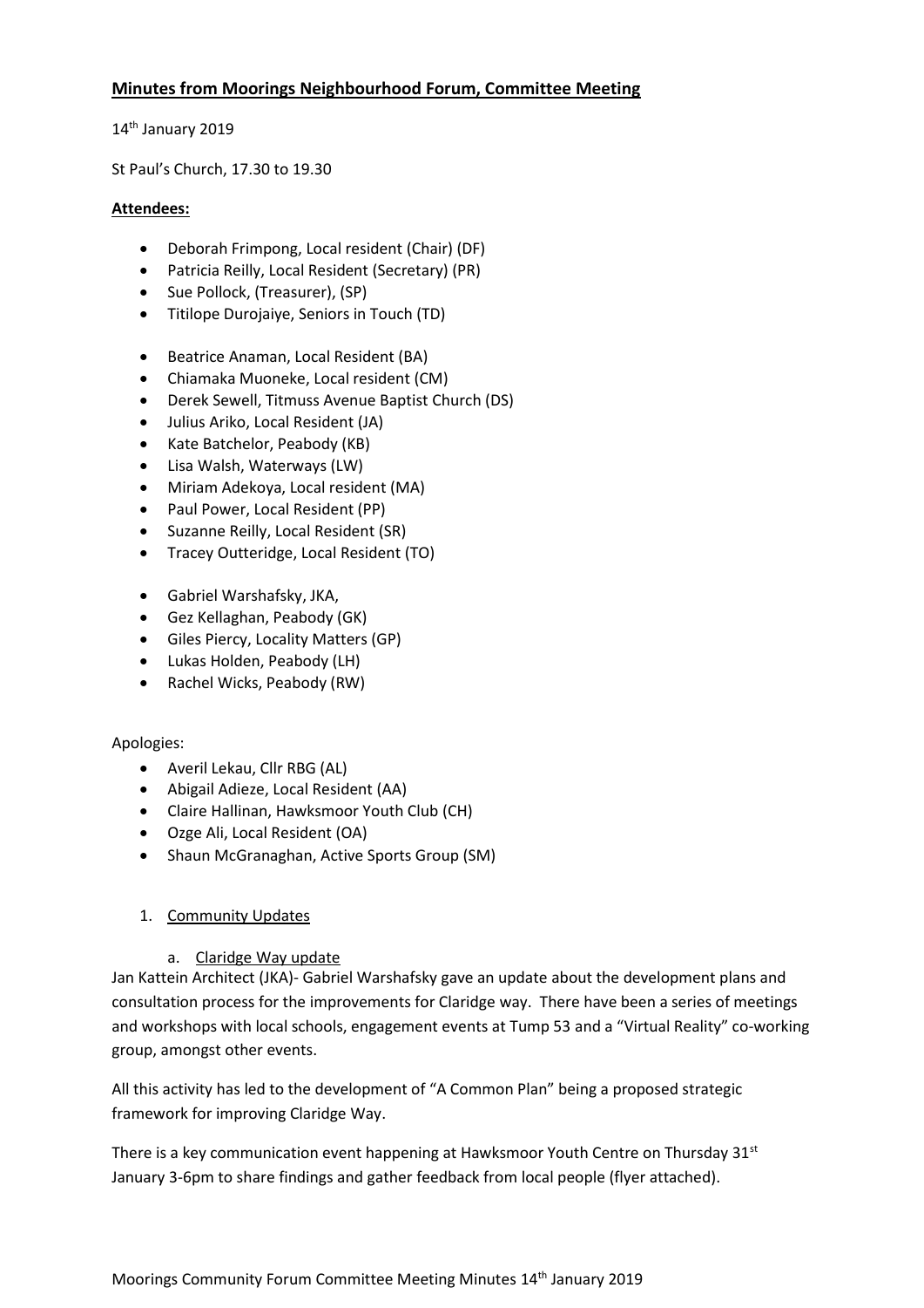# Minutes from Moorings Neighbourhood Forum, Committee Meeting

14th January 2019

St Paul's Church, 17.30 to 19.30

**Attendees:**

- Deborah Frimpong, Local resident (Chair) (DF)
- Patricia Reilly, Local Resident (Secretary) (PR)
- Sue Pollock, (Treasurer), (SP)
- Titilope Durojaiye, Seniors in Touch (TD)

- Beatrice Anaman, Local Resident (BA)
- Chiamaka Muoneke, Local resident (CM)
- Derek Sewell, Titmuss Avenue Baptist Church (DS)
- Julius Ariko, Local Resident (JA)
- Kate Batchelor, Peabody (KB)
- Lisa Walsh, Waterways (LW)
- Miriam Adekoya, Local resident (MA)
- Paul Power, Local Resident (PP)
- Suzanne Reilly, Local Resident (SR)
- Tracey Outteridge, Local Resident (TO)

- Gabriel Warshafsky, JKA,
- Gez Kellaghan, Peabody (GK)
- Giles Piercy, Locality Matters (GP)
- Lukas Holden, Peabody (LH)
- Rachel Wicks, Peabody (RW)

Apologies:

- Averil Lekau, Cllr RBG (AL)
- Abigail Adieze, Local Resident (AA)
- Claire Hallinan, Hawksmoor Youth Club (CH)
- Ozge Ali, Local Resident (OA)
- Shaun McGranaghan, Active Sports Group (SM)

1. Community Updates

   a. Claridge Way update

Jan Kattein Architect (JKA)- Gabriel Warshafsky gave an update about the development plans and consultation process for the improvements for Claridge way. There have been a series of meetings and workshops with local schools, engagement events at Tump 53 and a "Virtual Reality" co-working group, amongst other events.

All this activity has led to the development of "A Common Plan" being a proposed strategic framework for improving Claridge Way.

There is a key communication event happening at Hawksmoor Youth Centre on Thursday 31st January 3-6pm to share findings and gather feedback from local people (flyer attached).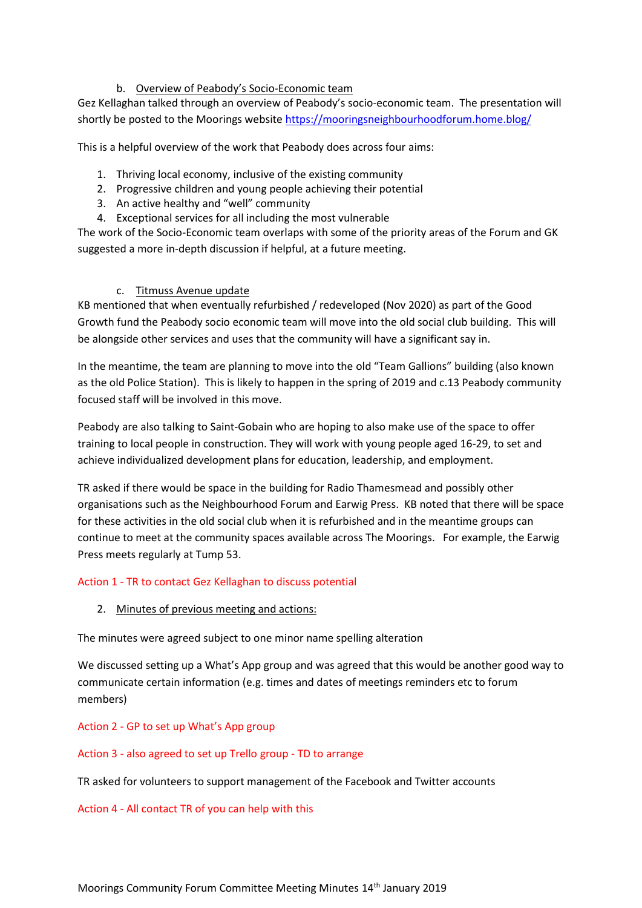b. Overview of Peabody's Socio-Economic team

Gez Kellaghan talked through an overview of Peabody's socio-economic team. The presentation will shortly be posted to the Moorings website https://mooringsneighbourhoodforum.home.blog/

This is a helpful overview of the work that Peabody does across four aims:

1. Thriving local economy, inclusive of the existing community
2. Progressive children and young people achieving their potential
3. An active healthy and "well" community
4. Exceptional services for all including the most vulnerable

The work of the Socio-Economic team overlaps with some of the priority areas of the Forum and GK suggested a more in-depth discussion if helpful, at a future meeting.

c. Titmuss Avenue update

KB mentioned that when eventually refurbished / redeveloped (Nov 2020) as part of the Good Growth fund the Peabody socio economic team will move into the old social club building. This will be alongside other services and uses that the community will have a significant say in.

In the meantime, the team are planning to move into the old "Team Gallions" building (also known as the old Police Station). This is likely to happen in the spring of 2019 and c.13 Peabody community focused staff will be involved in this move.

Peabody are also talking to Saint-Gobain who are hoping to also make use of the space to offer training to local people in construction. They will work with young people aged 16-29, to set and achieve individualized development plans for education, leadership, and employment.

TR asked if there would be space in the building for Radio Thamesmead and possibly other organisations such as the Neighbourhood Forum and Earwig Press. KB noted that there will be space for these activities in the old social club when it is refurbished and in the meantime groups can continue to meet at the community spaces available across The Moorings. For example, the Earwig Press meets regularly at Tump 53.

Action 1 - TR to contact Gez Kellaghan to discuss potential

2. Minutes of previous meeting and actions:

The minutes were agreed subject to one minor name spelling alteration

We discussed setting up a What's App group and was agreed that this would be another good way to communicate certain information (e.g. times and dates of meetings reminders etc to forum members)

Action 2 - GP to set up What's App group

Action 3 - also agreed to set up Trello group - TD to arrange

TR asked for volunteers to support management of the Facebook and Twitter accounts

Action 4 - All contact TR of you can help with this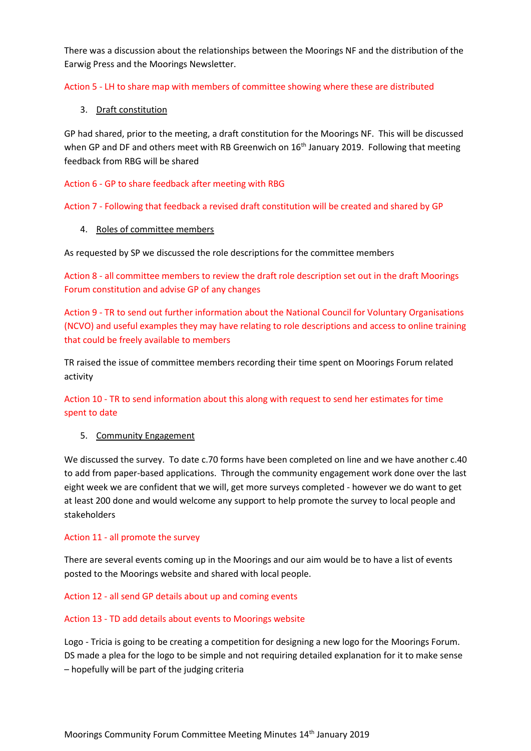There was a discussion about the relationships between the Moorings NF and the distribution of the Earwig Press and the Moorings Newsletter.

Action 5 - LH to share map with members of committee showing where these are distributed

3. Draft constitution

GP had shared, prior to the meeting, a draft constitution for the Moorings NF. This will be discussed when GP and DF and others meet with RB Greenwich on 16th January 2019. Following that meeting feedback from RBG will be shared

Action 6 - GP to share feedback after meeting with RBG

Action 7 - Following that feedback a revised draft constitution will be created and shared by GP

4. Roles of committee members

As requested by SP we discussed the role descriptions for the committee members

Action 8 - all committee members to review the draft role description set out in the draft Moorings Forum constitution and advise GP of any changes

Action 9 - TR to send out further information about the National Council for Voluntary Organisations (NCVO) and useful examples they may have relating to role descriptions and access to online training that could be freely available to members

TR raised the issue of committee members recording their time spent on Moorings Forum related activity

Action 10 - TR to send information about this along with request to send her estimates for time spent to date

5. Community Engagement

We discussed the survey. To date c.70 forms have been completed on line and we have another c.40 to add from paper-based applications. Through the community engagement work done over the last eight week we are confident that we will, get more surveys completed - however we do want to get at least 200 done and would welcome any support to help promote the survey to local people and stakeholders

Action 11 - all promote the survey

There are several events coming up in the Moorings and our aim would be to have a list of events posted to the Moorings website and shared with local people.

Action 12 - all send GP details about up and coming events

Action 13 - TD add details about events to Moorings website

Logo - Tricia is going to be creating a competition for designing a new logo for the Moorings Forum. DS made a plea for the logo to be simple and not requiring detailed explanation for it to make sense – hopefully will be part of the judging criteria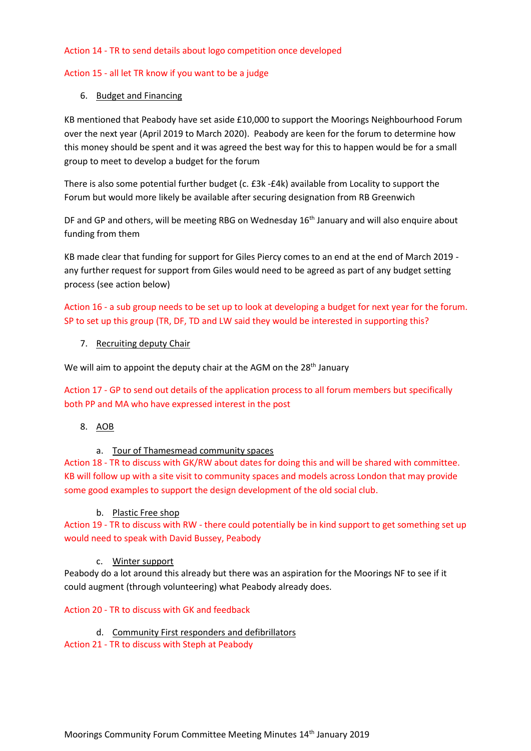Action 14 - TR to send details about logo competition once developed

Action 15 - all let TR know if you want to be a judge

6. Budget and Financing

KB mentioned that Peabody have set aside £10,000 to support the Moorings Neighbourhood Forum over the next year (April 2019 to March 2020). Peabody are keen for the forum to determine how this money should be spent and it was agreed the best way for this to happen would be for a small group to meet to develop a budget for the forum

There is also some potential further budget (c. £3k -£4k) available from Locality to support the Forum but would more likely be available after securing designation from RB Greenwich

DF and GP and others, will be meeting RBG on Wednesday 16th January and will also enquire about funding from them

KB made clear that funding for support for Giles Piercy comes to an end at the end of March 2019 - any further request for support from Giles would need to be agreed as part of any budget setting process (see action below)

Action 16 - a sub group needs to be set up to look at developing a budget for next year for the forum. SP to set up this group (TR, DF, TD and LW said they would be interested in supporting this?

7. Recruiting deputy Chair

We will aim to appoint the deputy chair at the AGM on the 28th January

Action 17 - GP to send out details of the application process to all forum members but specifically both PP and MA who have expressed interest in the post

8. AOB

a. Tour of Thamesmead community spaces

Action 18 - TR to discuss with GK/RW about dates for doing this and will be shared with committee. KB will follow up with a site visit to community spaces and models across London that may provide some good examples to support the design development of the old social club.

b. Plastic Free shop

Action 19 - TR to discuss with RW - there could potentially be in kind support to get something set up would need to speak with David Bussey, Peabody

c. Winter support

Peabody do a lot around this already but there was an aspiration for the Moorings NF to see if it could augment (through volunteering) what Peabody already does.

Action 20 - TR to discuss with GK and feedback

d. Community First responders and defibrillators

Action 21 - TR to discuss with Steph at Peabody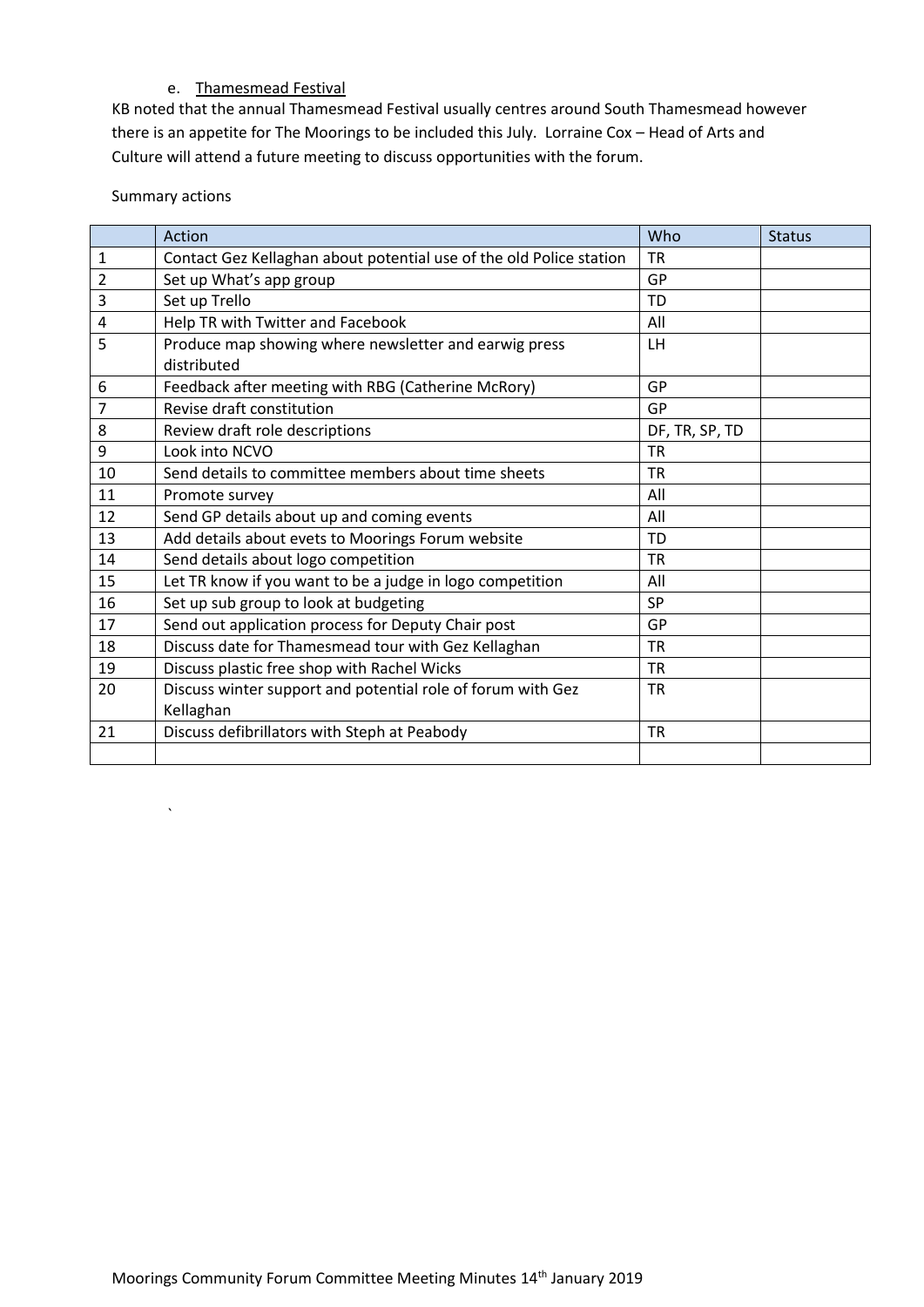e. Thamesmead Festival

KB noted that the annual Thamesmead Festival usually centres around South Thamesmead however there is an appetite for The Moorings to be included this July. Lorraine Cox – Head of Arts and Culture will attend a future meeting to discuss opportunities with the forum.

Summary actions

| | Action | Who | Status |
|---|---|---|---|
| 1 | Contact Gez Kellaghan about potential use of the old Police station | TR | |
| 2 | Set up What's app group | GP | |
| 3 | Set up Trello | TD | |
| 4 | Help TR with Twitter and Facebook | All | |
| 5 | Produce map showing where newsletter and earwig press distributed | LH | |
| 6 | Feedback after meeting with RBG (Catherine McRory) | GP | |
| 7 | Revise draft constitution | GP | |
| 8 | Review draft role descriptions | DF, TR, SP, TD | |
| 9 | Look into NCVO | TR | |
| 10 | Send details to committee members about time sheets | TR | |
| 11 | Promote survey | All | |
| 12 | Send GP details about up and coming events | All | |
| 13 | Add details about evets to Moorings Forum website | TD | |
| 14 | Send details about logo competition | TR | |
| 15 | Let TR know if you want to be a judge in logo competition | All | |
| 16 | Set up sub group to look at budgeting | SP | |
| 17 | Send out application process for Deputy Chair post | GP | |
| 18 | Discuss date for Thamesmead tour with Gez Kellaghan | TR | |
| 19 | Discuss plastic free shop with Rachel Wicks | TR | |
| 20 | Discuss winter support and potential role of forum with Gez Kellaghan | TR | |
| 21 | Discuss defibrillators with Steph at Peabody | TR | |
| | | | |